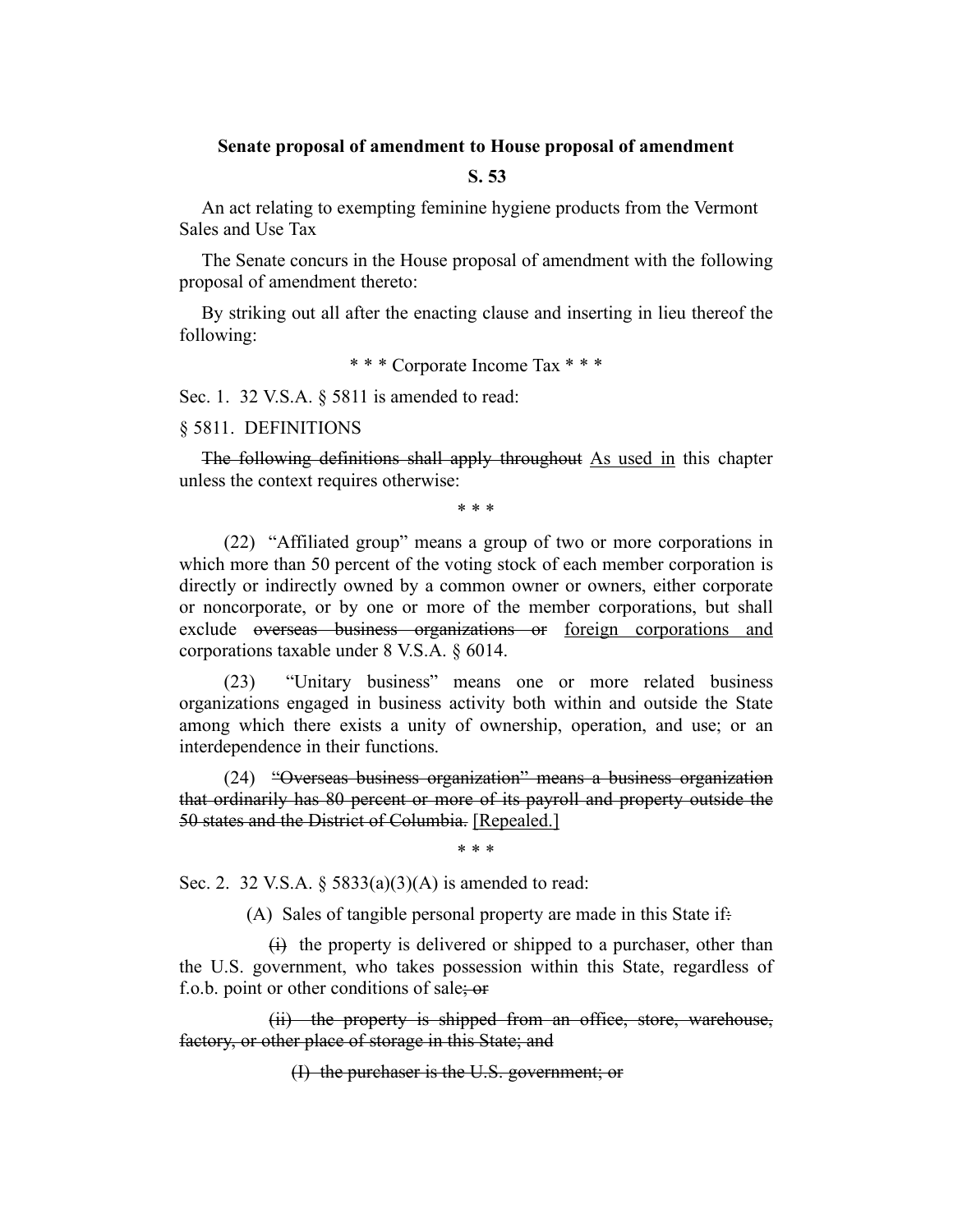**Senate proposal of amendment to House proposal of amendment**

**S. 53**

An act relating to exempting feminine hygiene products from the Vermont Sales and Use Tax

The Senate concurs in the House proposal of amendment with the following proposal of amendment thereto:

By striking out all after the enacting clause and inserting in lieu thereof the following:

\* \* \* Corporate Income Tax \* \* \*

Sec. 1. 32 V.S.A. § 5811 is amended to read:

§ 5811. DEFINITIONS

~~The following definitions shall apply throughout~~ <u>As used in</u> this chapter unless the context requires otherwise:

\* \* \*

(22) "Affiliated group" means a group of two or more corporations in which more than 50 percent of the voting stock of each member corporation is directly or indirectly owned by a common owner or owners, either corporate or noncorporate, or by one or more of the member corporations, but shall exclude ~~overseas business organizations or~~ <u>foreign corporations and</u> corporations taxable under 8 V.S.A. § 6014.

(23) "Unitary business" means one or more related business organizations engaged in business activity both within and outside the State among which there exists a unity of ownership, operation, and use; or an interdependence in their functions.

(24) ~~"Overseas business organization" means a business organization that ordinarily has 80 percent or more of its payroll and property outside the 50 states and the District of Columbia.~~ <u>[Repealed.]</u>

\* \* \*

Sec. 2. 32 V.S.A. § 5833(a)(3)(A) is amended to read:

(A) Sales of tangible personal property are made in this State if~~:~~

~~(i)~~ the property is delivered or shipped to a purchaser, other than the U.S. government, who takes possession within this State, regardless of f.o.b. point or other conditions of sale~~; or~~

~~(ii) the property is shipped from an office, store, warehouse, factory, or other place of storage in this State; and~~

~~(I) the purchaser is the U.S. government; or~~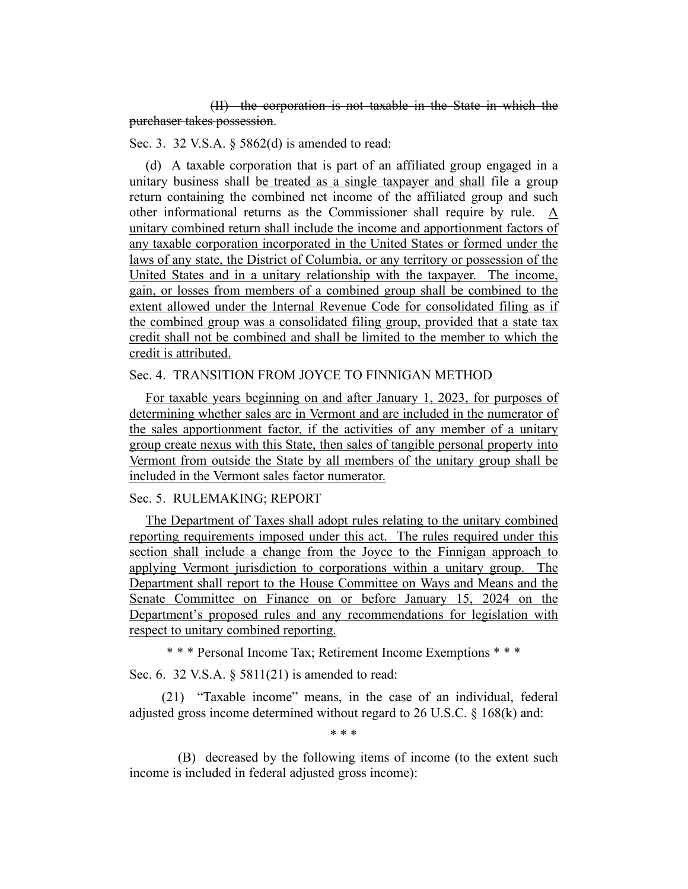~~(II) the corporation is not taxable in the State in which the purchaser takes possession~~.

Sec. 3. 32 V.S.A. § 5862(d) is amended to read:

(d) A taxable corporation that is part of an affiliated group engaged in a unitary business shall <u>be treated as a single taxpayer and shall</u> file a group return containing the combined net income of the affiliated group and such other informational returns as the Commissioner shall require by rule. <u>A unitary combined return shall include the income and apportionment factors of any taxable corporation incorporated in the United States or formed under the laws of any state, the District of Columbia, or any territory or possession of the United States and in a unitary relationship with the taxpayer. The income, gain, or losses from members of a combined group shall be combined to the extent allowed under the Internal Revenue Code for consolidated filing as if the combined group was a consolidated filing group, provided that a state tax credit shall not be combined and shall be limited to the member to which the credit is attributed.</u>

Sec. 4. TRANSITION FROM JOYCE TO FINNIGAN METHOD

<u>For taxable years beginning on and after January 1, 2023, for purposes of determining whether sales are in Vermont and are included in the numerator of the sales apportionment factor, if the activities of any member of a unitary group create nexus with this State, then sales of tangible personal property into Vermont from outside the State by all members of the unitary group shall be included in the Vermont sales factor numerator.</u>

Sec. 5. RULEMAKING; REPORT

<u>The Department of Taxes shall adopt rules relating to the unitary combined reporting requirements imposed under this act. The rules required under this section shall include a change from the Joyce to the Finnigan approach to applying Vermont jurisdiction to corporations within a unitary group. The Department shall report to the House Committee on Ways and Means and the Senate Committee on Finance on or before January 15, 2024 on the Department's proposed rules and any recommendations for legislation with respect to unitary combined reporting.</u>

\* \* \* Personal Income Tax; Retirement Income Exemptions \* \* \*

Sec. 6. 32 V.S.A. § 5811(21) is amended to read:

(21) "Taxable income" means, in the case of an individual, federal adjusted gross income determined without regard to 26 U.S.C. § 168(k) and:

\* \* \*

(B) decreased by the following items of income (to the extent such income is included in federal adjusted gross income):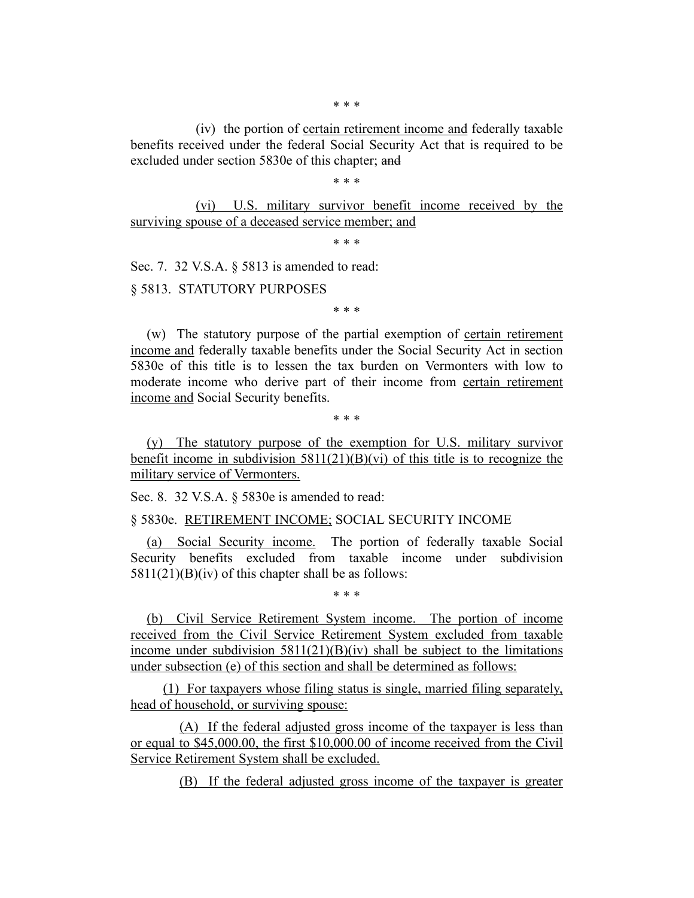\* \* \*

(iv) the portion of <u>certain retirement income and</u> federally taxable benefits received under the federal Social Security Act that is required to be excluded under section 5830e of this chapter; ~~and~~

\* \* \*

<u>(vi) U.S. military survivor benefit income received by the surviving spouse of a deceased service member; and</u>

\* \* \*

Sec. 7. 32 V.S.A. § 5813 is amended to read:

§ 5813. STATUTORY PURPOSES

\* \* \*

(w) The statutory purpose of the partial exemption of <u>certain retirement income and</u> federally taxable benefits under the Social Security Act in section 5830e of this title is to lessen the tax burden on Vermonters with low to moderate income who derive part of their income from <u>certain retirement income and</u> Social Security benefits.

\* \* \*

<u>(y) The statutory purpose of the exemption for U.S. military survivor benefit income in subdivision 5811(21)(B)(vi) of this title is to recognize the military service of Vermonters.</u>

Sec. 8. 32 V.S.A. § 5830e is amended to read:

§ 5830e. <u>RETIREMENT INCOME;</u> SOCIAL SECURITY INCOME

<u>(a) Social Security income.</u> The portion of federally taxable Social Security benefits excluded from taxable income under subdivision 5811(21)(B)(iv) of this chapter shall be as follows:

\* \* \*

<u>(b) Civil Service Retirement System income. The portion of income received from the Civil Service Retirement System excluded from taxable income under subdivision 5811(21)(B)(iv) shall be subject to the limitations under subsection (e) of this section and shall be determined as follows:</u>

<u>(1) For taxpayers whose filing status is single, married filing separately, head of household, or surviving spouse:</u>

<u>(A) If the federal adjusted gross income of the taxpayer is less than or equal to $45,000.00, the first $10,000.00 of income received from the Civil Service Retirement System shall be excluded.</u>

<u>(B) If the federal adjusted gross income of the taxpayer is greater</u>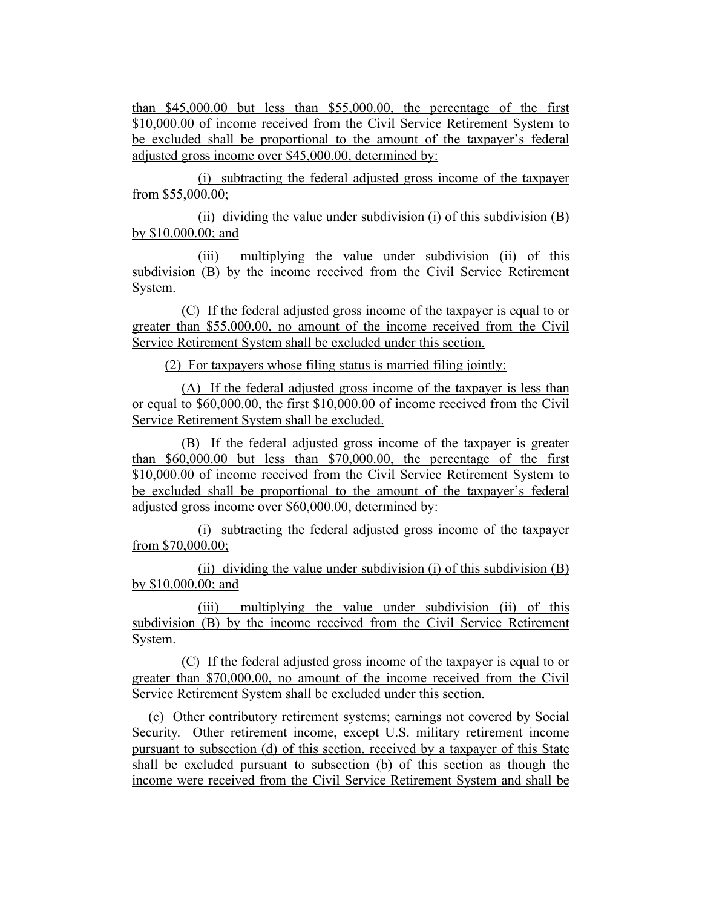than $45,000.00 but less than $55,000.00, the percentage of the first $10,000.00 of income received from the Civil Service Retirement System to be excluded shall be proportional to the amount of the taxpayer's federal adjusted gross income over $45,000.00, determined by:

(i) subtracting the federal adjusted gross income of the taxpayer from $55,000.00;

(ii) dividing the value under subdivision (i) of this subdivision (B) by $10,000.00; and

(iii) multiplying the value under subdivision (ii) of this subdivision (B) by the income received from the Civil Service Retirement System.

(C) If the federal adjusted gross income of the taxpayer is equal to or greater than $55,000.00, no amount of the income received from the Civil Service Retirement System shall be excluded under this section.

(2) For taxpayers whose filing status is married filing jointly:

(A) If the federal adjusted gross income of the taxpayer is less than or equal to $60,000.00, the first $10,000.00 of income received from the Civil Service Retirement System shall be excluded.

(B) If the federal adjusted gross income of the taxpayer is greater than $60,000.00 but less than $70,000.00, the percentage of the first $10,000.00 of income received from the Civil Service Retirement System to be excluded shall be proportional to the amount of the taxpayer's federal adjusted gross income over $60,000.00, determined by:

(i) subtracting the federal adjusted gross income of the taxpayer from $70,000.00;

(ii) dividing the value under subdivision (i) of this subdivision (B) by $10,000.00; and

(iii) multiplying the value under subdivision (ii) of this subdivision (B) by the income received from the Civil Service Retirement System.

(C) If the federal adjusted gross income of the taxpayer is equal to or greater than $70,000.00, no amount of the income received from the Civil Service Retirement System shall be excluded under this section.

(c) Other contributory retirement systems; earnings not covered by Social Security. Other retirement income, except U.S. military retirement income pursuant to subsection (d) of this section, received by a taxpayer of this State shall be excluded pursuant to subsection (b) of this section as though the income were received from the Civil Service Retirement System and shall be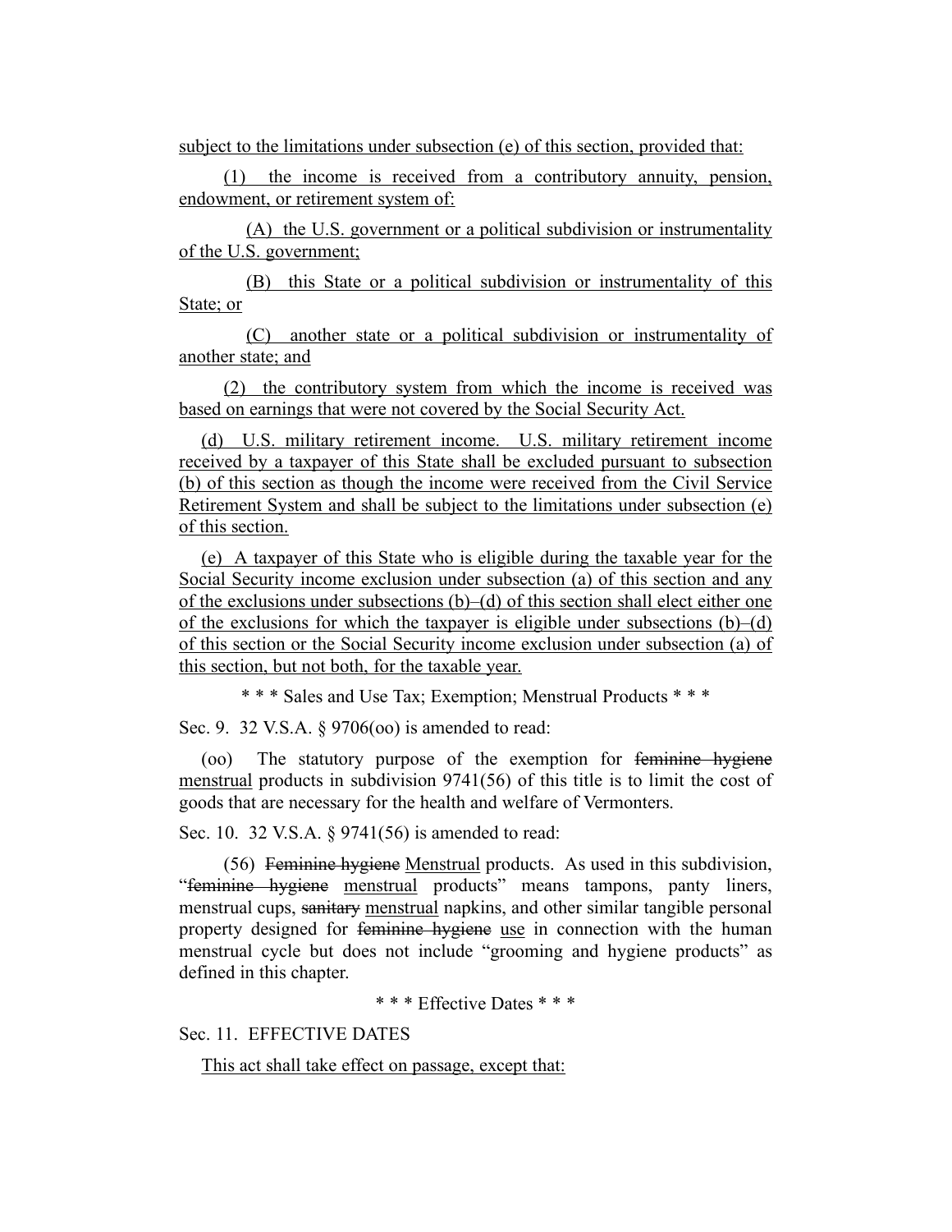subject to the limitations under subsection (e) of this section, provided that:

(1) the income is received from a contributory annuity, pension, endowment, or retirement system of:

(A) the U.S. government or a political subdivision or instrumentality of the U.S. government;

(B) this State or a political subdivision or instrumentality of this State; or

(C) another state or a political subdivision or instrumentality of another state; and

(2) the contributory system from which the income is received was based on earnings that were not covered by the Social Security Act.

(d) U.S. military retirement income. U.S. military retirement income received by a taxpayer of this State shall be excluded pursuant to subsection (b) of this section as though the income were received from the Civil Service Retirement System and shall be subject to the limitations under subsection (e) of this section.

(e) A taxpayer of this State who is eligible during the taxable year for the Social Security income exclusion under subsection (a) of this section and any of the exclusions under subsections (b)–(d) of this section shall elect either one of the exclusions for which the taxpayer is eligible under subsections (b)–(d) of this section or the Social Security income exclusion under subsection (a) of this section, but not both, for the taxable year.

\* \* \* Sales and Use Tax; Exemption; Menstrual Products \* \* \*

Sec. 9. 32 V.S.A. § 9706(oo) is amended to read:

(oo) The statutory purpose of the exemption for ~~feminine hygiene~~ menstrual products in subdivision 9741(56) of this title is to limit the cost of goods that are necessary for the health and welfare of Vermonters.

Sec. 10. 32 V.S.A. § 9741(56) is amended to read:

(56) ~~Feminine hygiene~~ Menstrual products. As used in this subdivision, "~~feminine hygiene~~ menstrual products" means tampons, panty liners, menstrual cups, ~~sanitary~~ menstrual napkins, and other similar tangible personal property designed for ~~feminine hygiene~~ use in connection with the human menstrual cycle but does not include "grooming and hygiene products" as defined in this chapter.

\* \* \* Effective Dates \* \* \*

Sec. 11. EFFECTIVE DATES

This act shall take effect on passage, except that: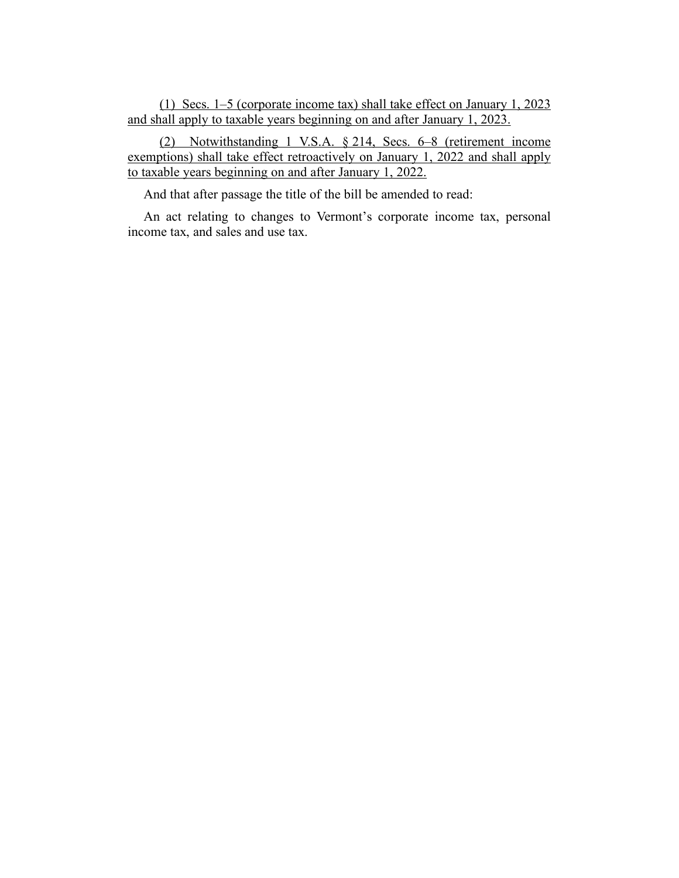(1) Secs. 1–5 (corporate income tax) shall take effect on January 1, 2023 and shall apply to taxable years beginning on and after January 1, 2023.

(2) Notwithstanding 1 V.S.A. § 214, Secs. 6–8 (retirement income exemptions) shall take effect retroactively on January 1, 2022 and shall apply to taxable years beginning on and after January 1, 2022.

And that after passage the title of the bill be amended to read:

An act relating to changes to Vermont's corporate income tax, personal income tax, and sales and use tax.